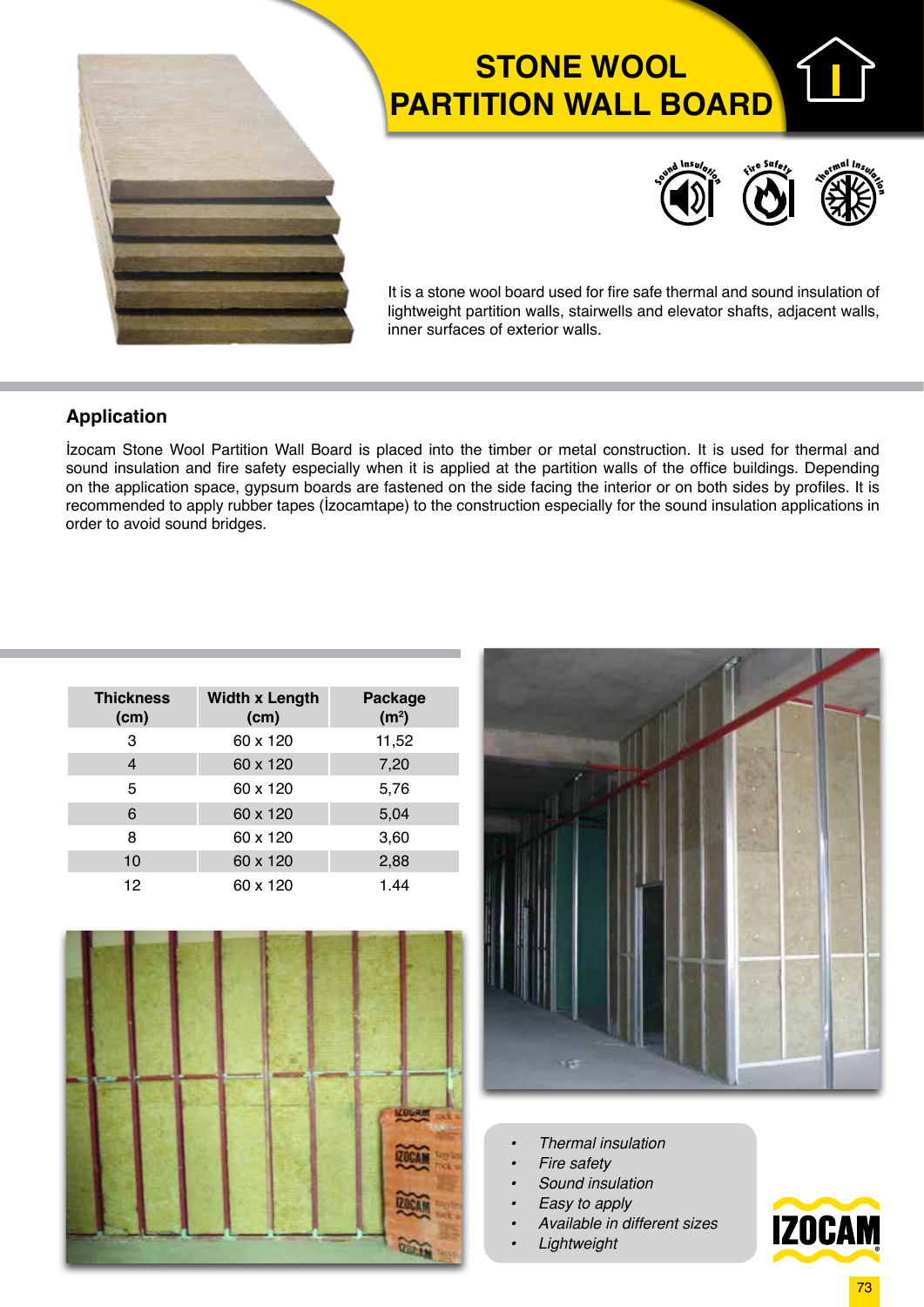# STONE WOOL PARTITION WALL BOARD

Sound Insulation · Fire Safety · Thermal Insulation

It is a stone wool board used for fire safe thermal and sound insulation of lightweight partition walls, stairwells and elevator shafts, adjacent walls, inner surfaces of exterior walls.

## Application

İzocam Stone Wool Partition Wall Board is placed into the timber or metal construction. It is used for thermal and sound insulation and fire safety especially when it is applied at the partition walls of the office buildings. Depending on the application space, gypsum boards are fastened on the side facing the interior or on both sides by profiles. It is recommended to apply rubber tapes (İzocamtape) to the construction especially for the sound insulation applications in order to avoid sound bridges.

| Thickness (cm) | Width x Length (cm) | Package ($m^2$) |
|---|---|---|
| 3 | 60 x 120 | 11,52 |
| 4 | 60 x 120 | 7,20 |
| 5 | 60 x 120 | 5,76 |
| 6 | 60 x 120 | 5,04 |
| 8 | 60 x 120 | 3,60 |
| 10 | 60 x 120 | 2,88 |
| 12 | 60 x 120 | 1.44 |

- *Thermal insulation*
- *Fire safety*
- *Sound insulation*
- *Easy to apply*
- *Available in different sizes*
- *Lightweight*

IZOCAM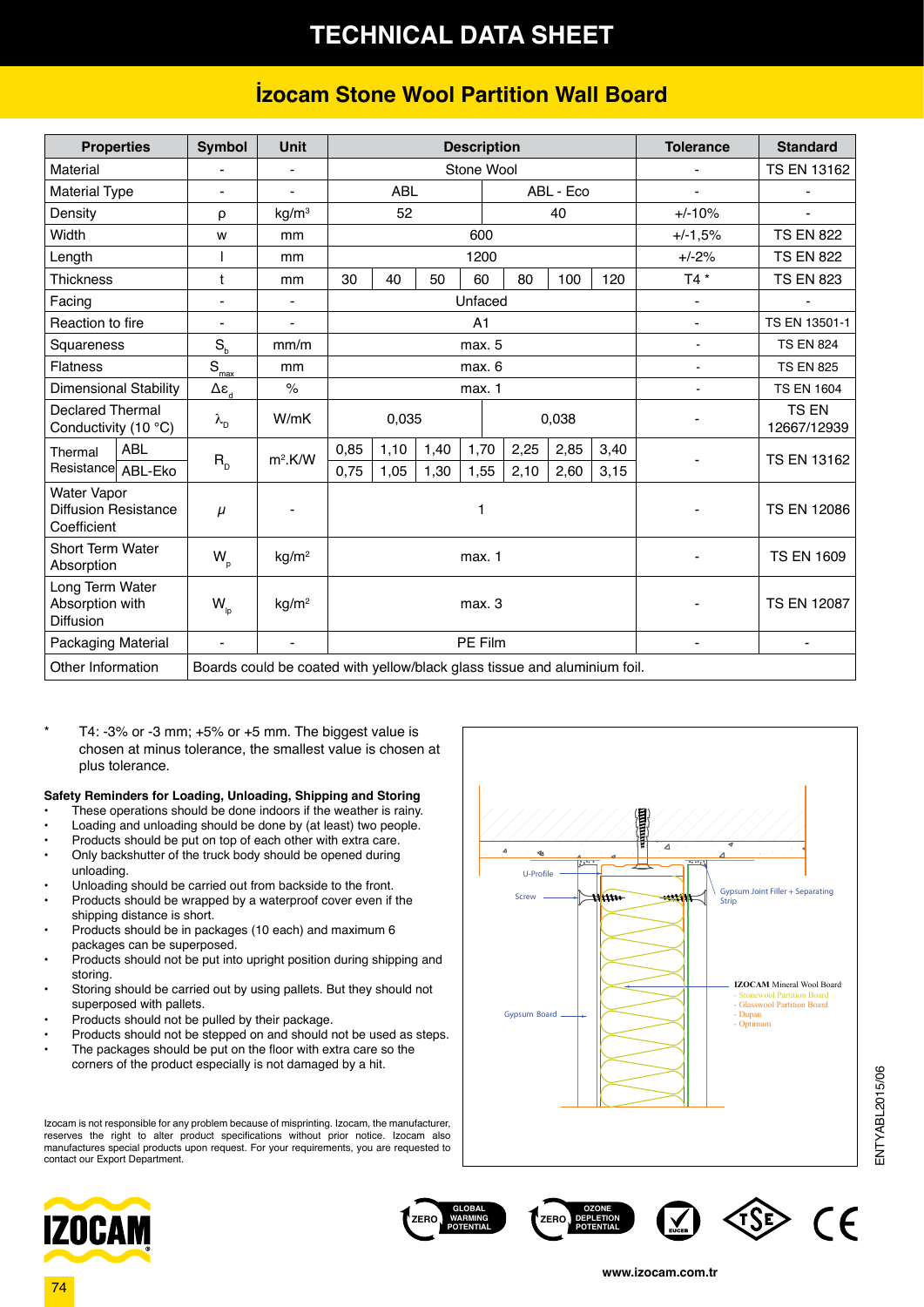# TECHNICAL DATA SHEET

## İzocam Stone Wool Partition Wall Board

| Properties | | Symbol | Unit | Description | | | | | | | Tolerance | Standard |
|---|---|---|---|---|---|---|---|---|---|---|---|---|
| Material | | - | - | Stone Wool | | | | | | | - | TS EN 13162 |
| Material Type | | - | - | ABL | | | | ABL - Eco | | | - | - |
| Density | | ρ | kg/m³ | 52 | | | | 40 | | | +/-10% | - |
| Width | | w | mm | 600 | | | | | | | +/-1,5% | TS EN 822 |
| Length | | l | mm | 1200 | | | | | | | +/-2% | TS EN 822 |
| Thickness | | t | mm | 30 | 40 | 50 | 60 | 80 | 100 | 120 | T4 * | TS EN 823 |
| Facing | | - | - | Unfaced | | | | | | | - | - |
| Reaction to fire | | - | - | A1 | | | | | | | - | TS EN 13501-1 |
| Squareness | | $S_b$ | mm/m | max. 5 | | | | | | | - | TS EN 824 |
| Flatness | | $S_{max}$ | mm | max. 6 | | | | | | | - | TS EN 825 |
| Dimensional Stability | | $\Delta\varepsilon_d$ | % | max. 1 | | | | | | | - | TS EN 1604 |
| Declared Thermal Conductivity (10 °C) | | $\lambda_D$ | W/mK | 0,035 | | | | 0,038 | | | - | TS EN 12667/12939 |
| Thermal Resistance | ABL | $R_D$ | m².K/W | 0,85 | 1,10 | 1,40 | 1,70 | 2,25 | 2,85 | 3,40 | - | TS EN 13162 |
| | ABL-Eko | | | 0,75 | 1,05 | 1,30 | 1,55 | 2,10 | 2,60 | 3,15 | | |
| Water Vapor Diffusion Resistance Coefficient | | $\mu$ | - | 1 | | | | | | | - | TS EN 12086 |
| Short Term Water Absorption | | $W_p$ | kg/m² | max. 1 | | | | | | | - | TS EN 1609 |
| Long Term Water Absorption with Diffusion | | $W_{lp}$ | kg/m² | max. 3 | | | | | | | - | TS EN 12087 |
| Packaging Material | | - | - | PE Film | | | | | | | - | - |
| Other Information | | Boards could be coated with yellow/black glass tissue and aluminium foil. | | | | | | | | | | |

\* T4: -3% or -3 mm; +5% or +5 mm. The biggest value is chosen at minus tolerance, the smallest value is chosen at plus tolerance.

**Safety Reminders for Loading, Unloading, Shipping and Storing**

- These operations should be done indoors if the weather is rainy.
- Loading and unloading should be done by (at least) two people.
- Products should be put on top of each other with extra care.
- Only backshutter of the truck body should be opened during unloading.
- Unloading should be carried out from backside to the front.
- Products should be wrapped by a waterproof cover even if the shipping distance is short.
- Products should be in packages (10 each) and maximum 6 packages can be superposed.
- Products should not be put into upright position during shipping and storing.
- Storing should be carried out by using pallets. But they should not superposed with pallets.
- Products should not be pulled by their package.
- Products should not be stepped on and should not be used as steps.
- The packages should be put on the floor with extra care so the corners of the product especially is not damaged by a hit.

U-Profile
Screw
Gypsum Joint Filler + Separating Strip
IZOCAM Mineral Wool Board
- Stonewool Partition Board
- Glasswool Partition Board
- Dupan
- Optimum
Gypsum Board

Izocam is not responsible for any problem because of misprinting. Izocam, the manufacturer, reserves the right to alter product specifications without prior notice. Izocam also manufactures special products upon request. For your requirements, you are requested to contact our Export Department.

ENTYABL2015/06

ZERO GLOBAL WARMING POTENTIAL
ZERO OZONE DEPLETION POTENTIAL

www.izocam.com.tr